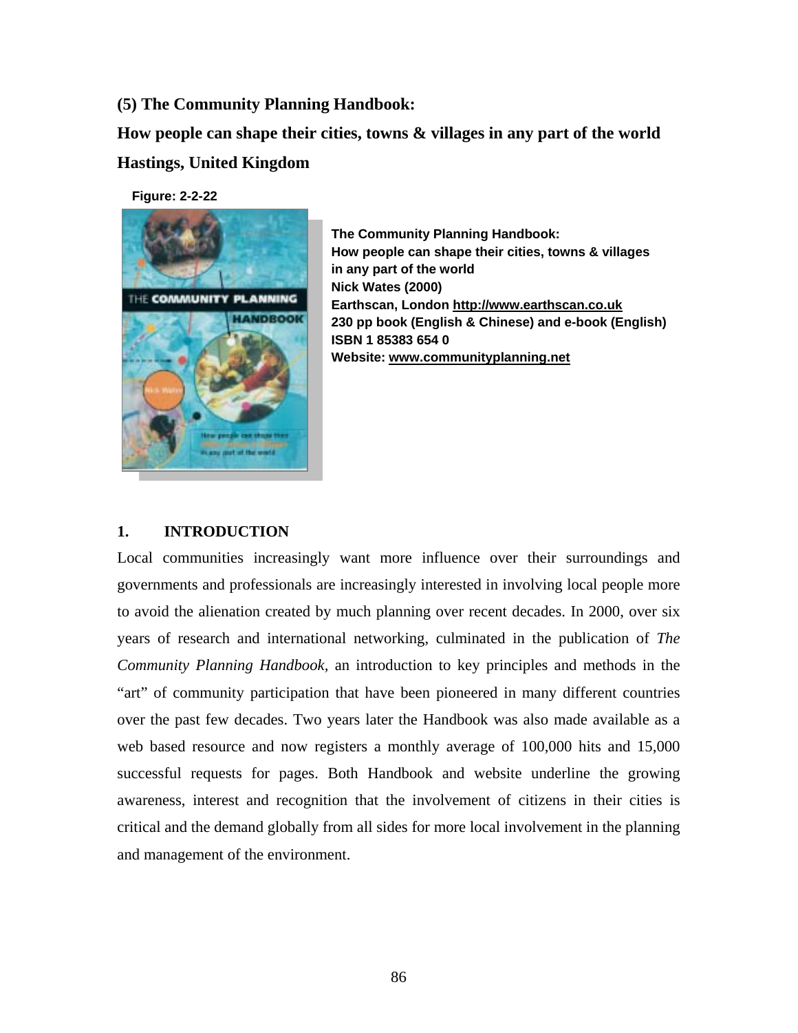## (5) The Community Planning Handbook:

## How people can shape their cities, towns & villages in any part of the world

## Hastings, United Kingdom

**Figure: 2-2-22**

**The Community Planning Handbook:**
**How people can shape their cities, towns & villages in any part of the world**
**Nick Wates (2000)**
**Earthscan, London http://www.earthscan.co.uk**
**230 pp book (English & Chinese) and e-book (English)**
**ISBN 1 85383 654 0**
**Website: www.communityplanning.net**

### 1. INTRODUCTION

Local communities increasingly want more influence over their surroundings and governments and professionals are increasingly interested in involving local people more to avoid the alienation created by much planning over recent decades. In 2000, over six years of research and international networking, culminated in the publication of *The Community Planning Handbook*, an introduction to key principles and methods in the "art" of community participation that have been pioneered in many different countries over the past few decades. Two years later the Handbook was also made available as a web based resource and now registers a monthly average of 100,000 hits and 15,000 successful requests for pages. Both Handbook and website underline the growing awareness, interest and recognition that the involvement of citizens in their cities is critical and the demand globally from all sides for more local involvement in the planning and management of the environment.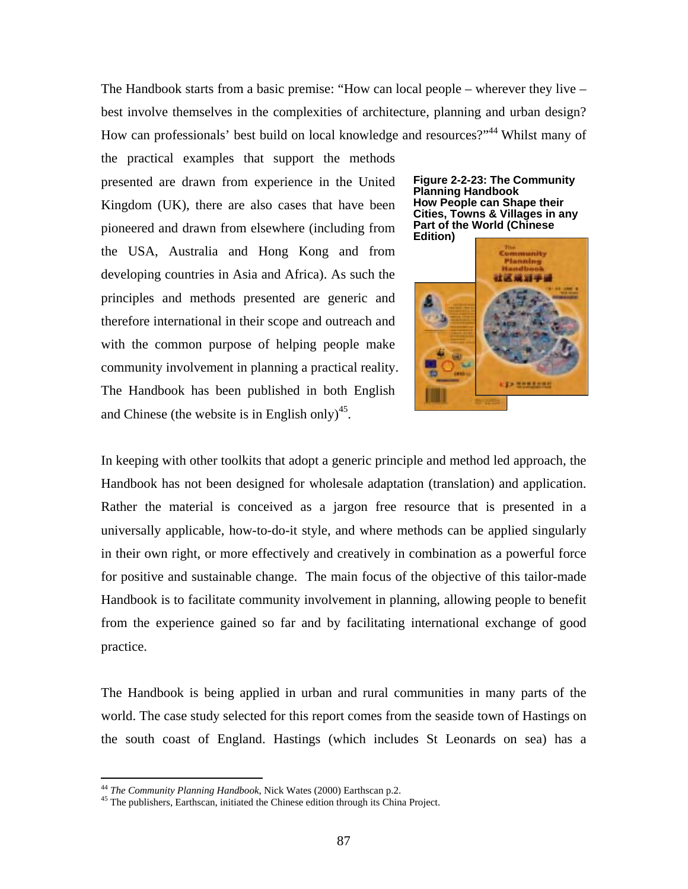The Handbook starts from a basic premise: "How can local people – wherever they live – best involve themselves in the complexities of architecture, planning and urban design? How can professionals' best build on local knowledge and resources?"[44] Whilst many of the practical examples that support the methods presented are drawn from experience in the United Kingdom (UK), there are also cases that have been pioneered and drawn from elsewhere (including from the USA, Australia and Hong Kong and from developing countries in Asia and Africa). As such the principles and methods presented are generic and therefore international in their scope and outreach and with the common purpose of helping people make community involvement in planning a practical reality. The Handbook has been published in both English and Chinese (the website is in English only)[45].

**Figure 2-2-23: The Community Planning Handbook How People can Shape their Cities, Towns & Villages in any Part of the World (Chinese Edition)**

In keeping with other toolkits that adopt a generic principle and method led approach, the Handbook has not been designed for wholesale adaptation (translation) and application. Rather the material is conceived as a jargon free resource that is presented in a universally applicable, how-to-do-it style, and where methods can be applied singularly in their own right, or more effectively and creatively in combination as a powerful force for positive and sustainable change. The main focus of the objective of this tailor-made Handbook is to facilitate community involvement in planning, allowing people to benefit from the experience gained so far and by facilitating international exchange of good practice.

The Handbook is being applied in urban and rural communities in many parts of the world. The case study selected for this report comes from the seaside town of Hastings on the south coast of England. Hastings (which includes St Leonards on sea) has a

[44] *The Community Planning Handbook*, Nick Wates (2000) Earthscan p.2.

[45] The publishers, Earthscan, initiated the Chinese edition through its China Project.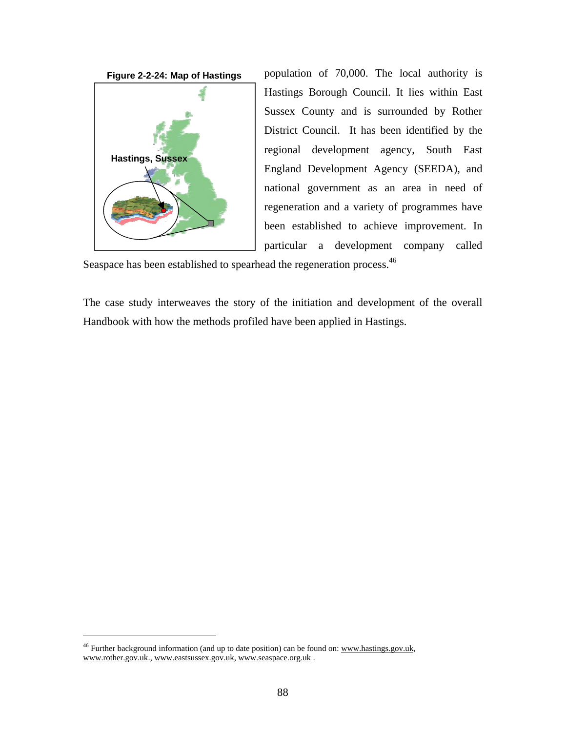Figure 2-2-24: Map of Hastings

population of 70,000. The local authority is Hastings Borough Council. It lies within East Sussex County and is surrounded by Rother District Council. It has been identified by the regional development agency, South East England Development Agency (SEEDA), and national government as an area in need of regeneration and a variety of programmes have been established to achieve improvement. In particular a development company called Seaspace has been established to spearhead the regeneration process.[46]

The case study interweaves the story of the initiation and development of the overall Handbook with how the methods profiled have been applied in Hastings.

[46] Further background information (and up to date position) can be found on: www.hastings.gov.uk, www.rother.gov.uk., www.eastsussex.gov.uk, www.seaspace.org.uk .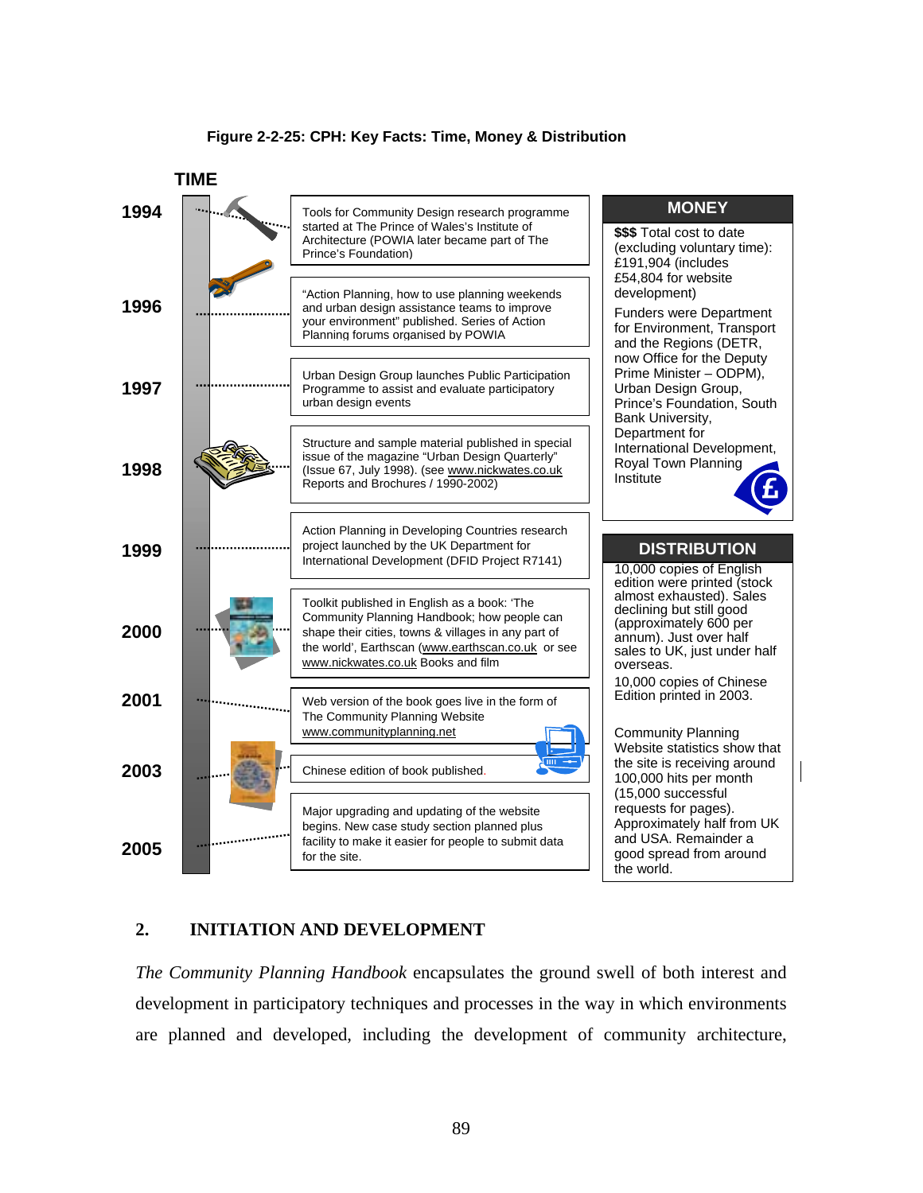**Figure 2-2-25: CPH: Key Facts: Time, Money & Distribution**

**TIME**

| Year | Event |
| --- | --- |
| 1994 | Tools for Community Design research programme started at The Prince of Wales's Institute of Architecture (POWIA later became part of The Prince's Foundation) |
| 1996 | "Action Planning, how to use planning weekends and urban design assistance teams to improve your environment" published. Series of Action Planning forums organised by POWIA |
| 1997 | Urban Design Group launches Public Participation Programme to assist and evaluate participatory urban design events |
| 1998 | Structure and sample material published in special issue of the magazine "Urban Design Quarterly" (Issue 67, July 1998). (see www.nickwates.co.uk Reports and Brochures / 1990-2002) |
| 1999 | Action Planning in Developing Countries research project launched by the UK Department for International Development (DFID Project R7141) |
| 2000 | Toolkit published in English as a book: 'The Community Planning Handbook; how people can shape their cities, towns & villages in any part of the world', Earthscan (www.earthscan.co.uk or see www.nickwates.co.uk Books and film |
| 2001 | Web version of the book goes live in the form of The Community Planning Website www.communityplanning.net |
| 2003 | Chinese edition of book published. |
| 2005 | Major upgrading and updating of the website begins. New case study section planned plus facility to make it easier for people to submit data for the site. |

**MONEY**

**$$$** Total cost to date (excluding voluntary time): £191,904 (includes £54,804 for website development)

Funders were Department for Environment, Transport and the Regions (DETR, now Office for the Deputy Prime Minister – ODPM), Urban Design Group, Prince's Foundation, South Bank University, Department for International Development, Royal Town Planning Institute

**DISTRIBUTION**

10,000 copies of English edition were printed (stock almost exhausted). Sales declining but still good (approximately 600 per annum). Just over half sales to UK, just under half overseas.

10,000 copies of Chinese Edition printed in 2003.

Community Planning Website statistics show that the site is receiving around 100,000 hits per month (15,000 successful requests for pages). Approximately half from UK and USA. Remainder a good spread from around the world.

## 2. INITIATION AND DEVELOPMENT

*The Community Planning Handbook* encapsulates the ground swell of both interest and development in participatory techniques and processes in the way in which environments are planned and developed, including the development of community architecture,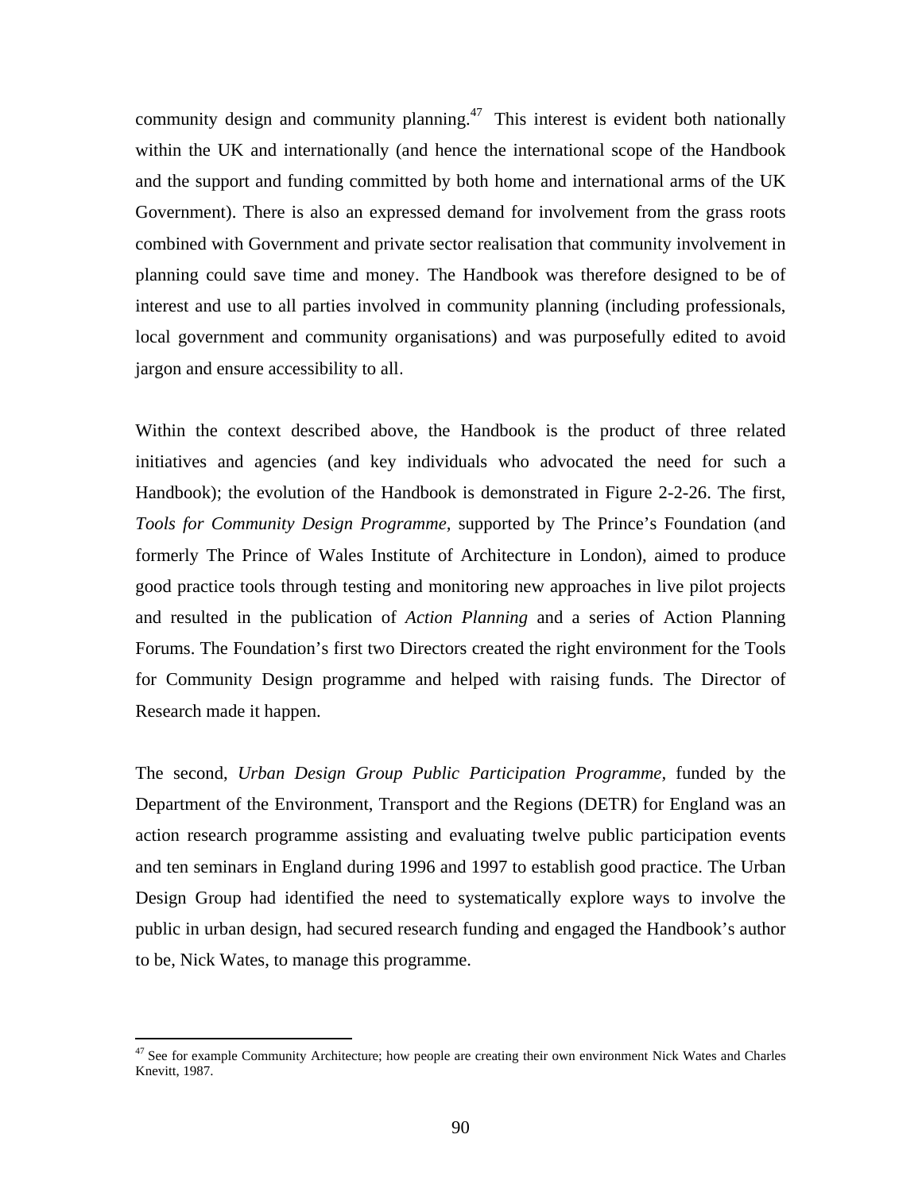community design and community planning.[47] This interest is evident both nationally within the UK and internationally (and hence the international scope of the Handbook and the support and funding committed by both home and international arms of the UK Government). There is also an expressed demand for involvement from the grass roots combined with Government and private sector realisation that community involvement in planning could save time and money. The Handbook was therefore designed to be of interest and use to all parties involved in community planning (including professionals, local government and community organisations) and was purposefully edited to avoid jargon and ensure accessibility to all.

Within the context described above, the Handbook is the product of three related initiatives and agencies (and key individuals who advocated the need for such a Handbook); the evolution of the Handbook is demonstrated in Figure 2-2-26. The first, *Tools for Community Design Programme,* supported by The Prince's Foundation (and formerly The Prince of Wales Institute of Architecture in London), aimed to produce good practice tools through testing and monitoring new approaches in live pilot projects and resulted in the publication of *Action Planning* and a series of Action Planning Forums. The Foundation's first two Directors created the right environment for the Tools for Community Design programme and helped with raising funds. The Director of Research made it happen.

The second, *Urban Design Group Public Participation Programme,* funded by the Department of the Environment, Transport and the Regions (DETR) for England was an action research programme assisting and evaluating twelve public participation events and ten seminars in England during 1996 and 1997 to establish good practice. The Urban Design Group had identified the need to systematically explore ways to involve the public in urban design, had secured research funding and engaged the Handbook's author to be, Nick Wates, to manage this programme.

---

[47] See for example Community Architecture; how people are creating their own environment Nick Wates and Charles Knevitt, 1987.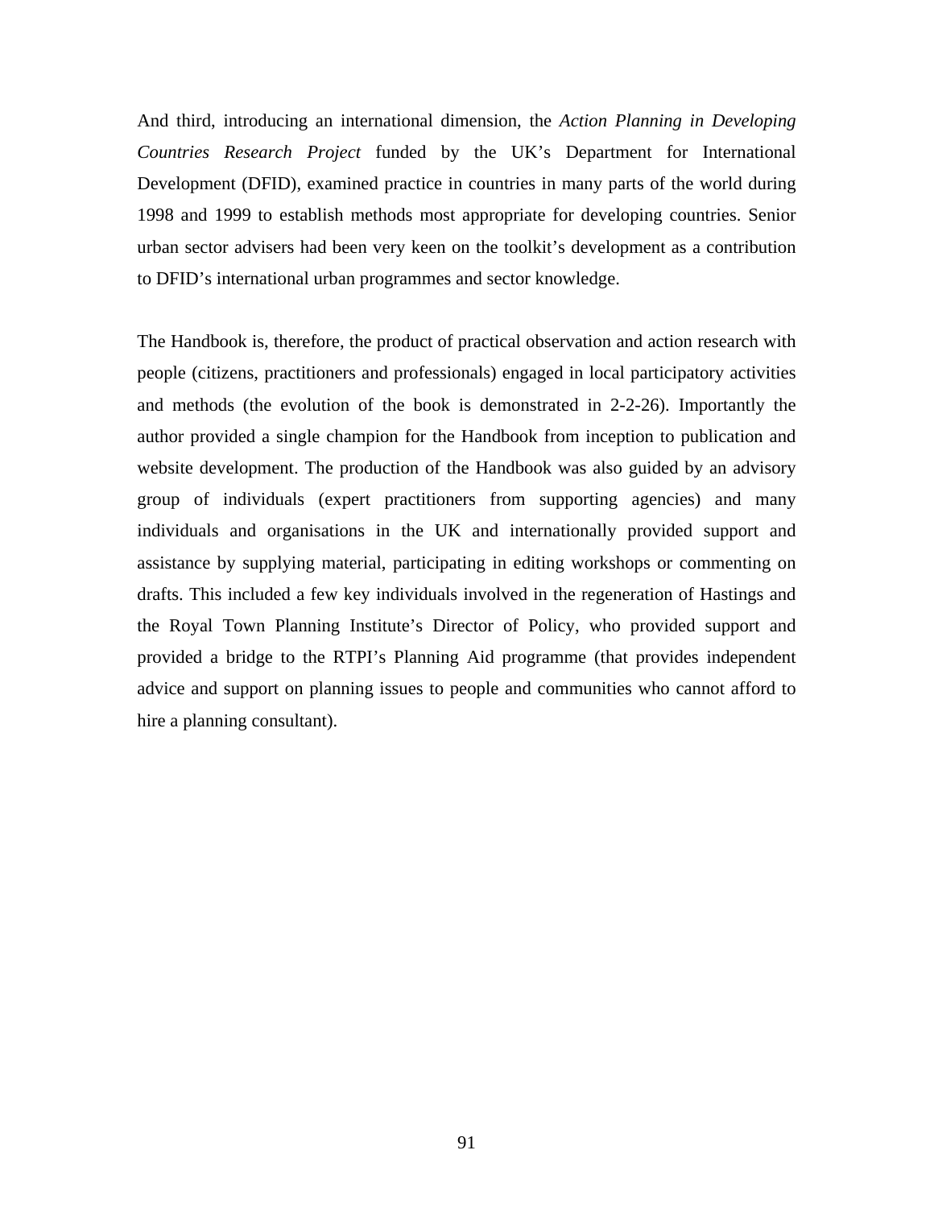And third, introducing an international dimension, the *Action Planning in Developing Countries Research Project* funded by the UK's Department for International Development (DFID), examined practice in countries in many parts of the world during 1998 and 1999 to establish methods most appropriate for developing countries. Senior urban sector advisers had been very keen on the toolkit's development as a contribution to DFID's international urban programmes and sector knowledge.

The Handbook is, therefore, the product of practical observation and action research with people (citizens, practitioners and professionals) engaged in local participatory activities and methods (the evolution of the book is demonstrated in 2-2-26). Importantly the author provided a single champion for the Handbook from inception to publication and website development. The production of the Handbook was also guided by an advisory group of individuals (expert practitioners from supporting agencies) and many individuals and organisations in the UK and internationally provided support and assistance by supplying material, participating in editing workshops or commenting on drafts. This included a few key individuals involved in the regeneration of Hastings and the Royal Town Planning Institute's Director of Policy, who provided support and provided a bridge to the RTPI's Planning Aid programme (that provides independent advice and support on planning issues to people and communities who cannot afford to hire a planning consultant).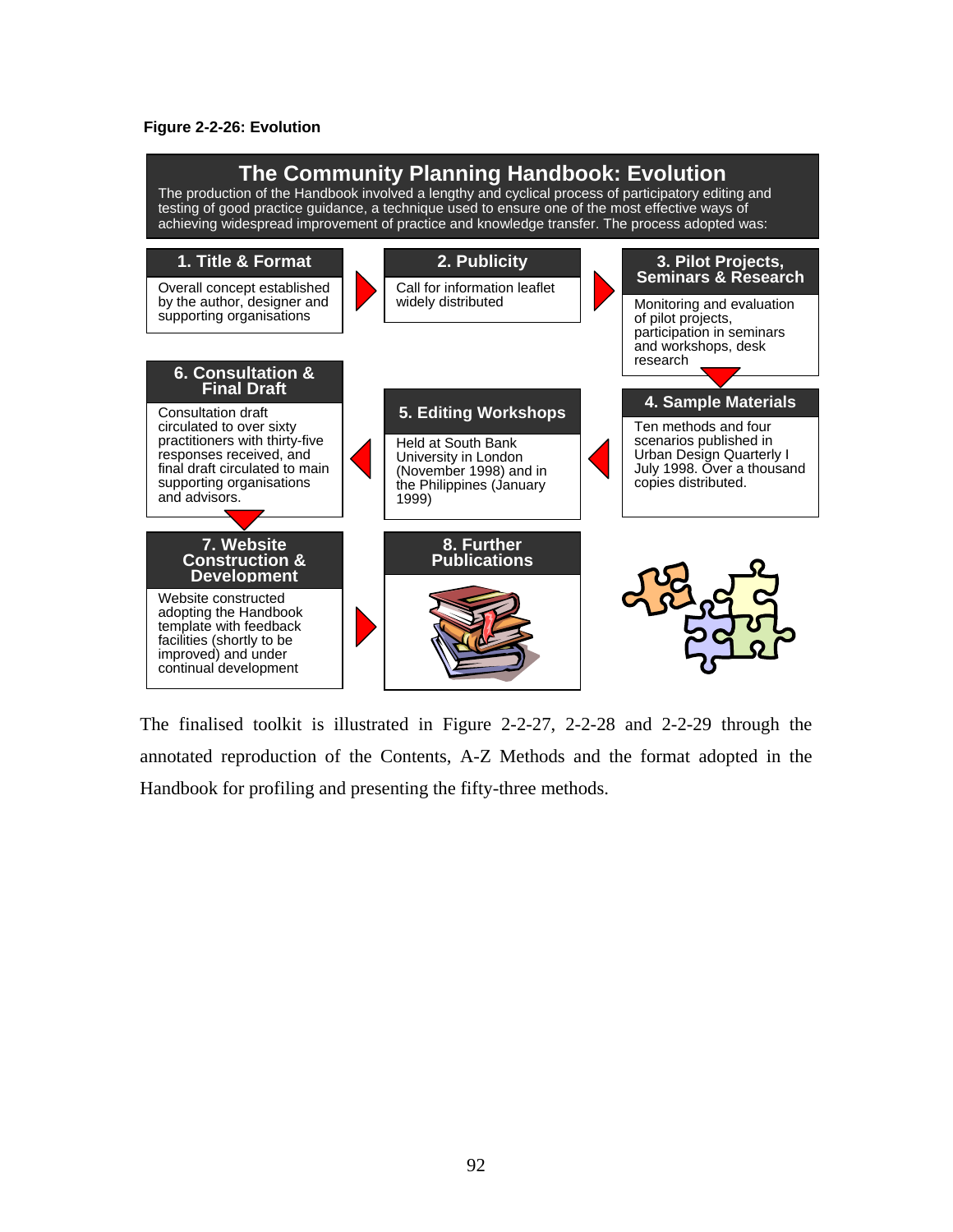**Figure 2-2-26: Evolution**

## The Community Planning Handbook: Evolution

The production of the Handbook involved a lengthy and cyclical process of participatory editing and testing of good practice guidance, a technique used to ensure one of the most effective ways of achieving widespread improvement of practice and knowledge transfer. The process adopted was:

**1. Title & Format**

Overall concept established by the author, designer and supporting organisations

**2. Publicity**

Call for information leaflet widely distributed

**3. Pilot Projects, Seminars & Research**

Monitoring and evaluation of pilot projects, participation in seminars and workshops, desk research

**4. Sample Materials**

Ten methods and four scenarios published in Urban Design Quarterly I July 1998. Over a thousand copies distributed.

**5. Editing Workshops**

Held at South Bank University in London (November 1998) and in the Philippines (January 1999)

**6. Consultation & Final Draft**

Consultation draft circulated to over sixty practitioners with thirty-five responses received, and final draft circulated to main supporting organisations and advisors.

**7. Website Construction & Development**

Website constructed adopting the Handbook template with feedback facilities (shortly to be improved) and under continual development

**8. Further Publications**

The finalised toolkit is illustrated in Figure 2-2-27, 2-2-28 and 2-2-29 through the annotated reproduction of the Contents, A-Z Methods and the format adopted in the Handbook for profiling and presenting the fifty-three methods.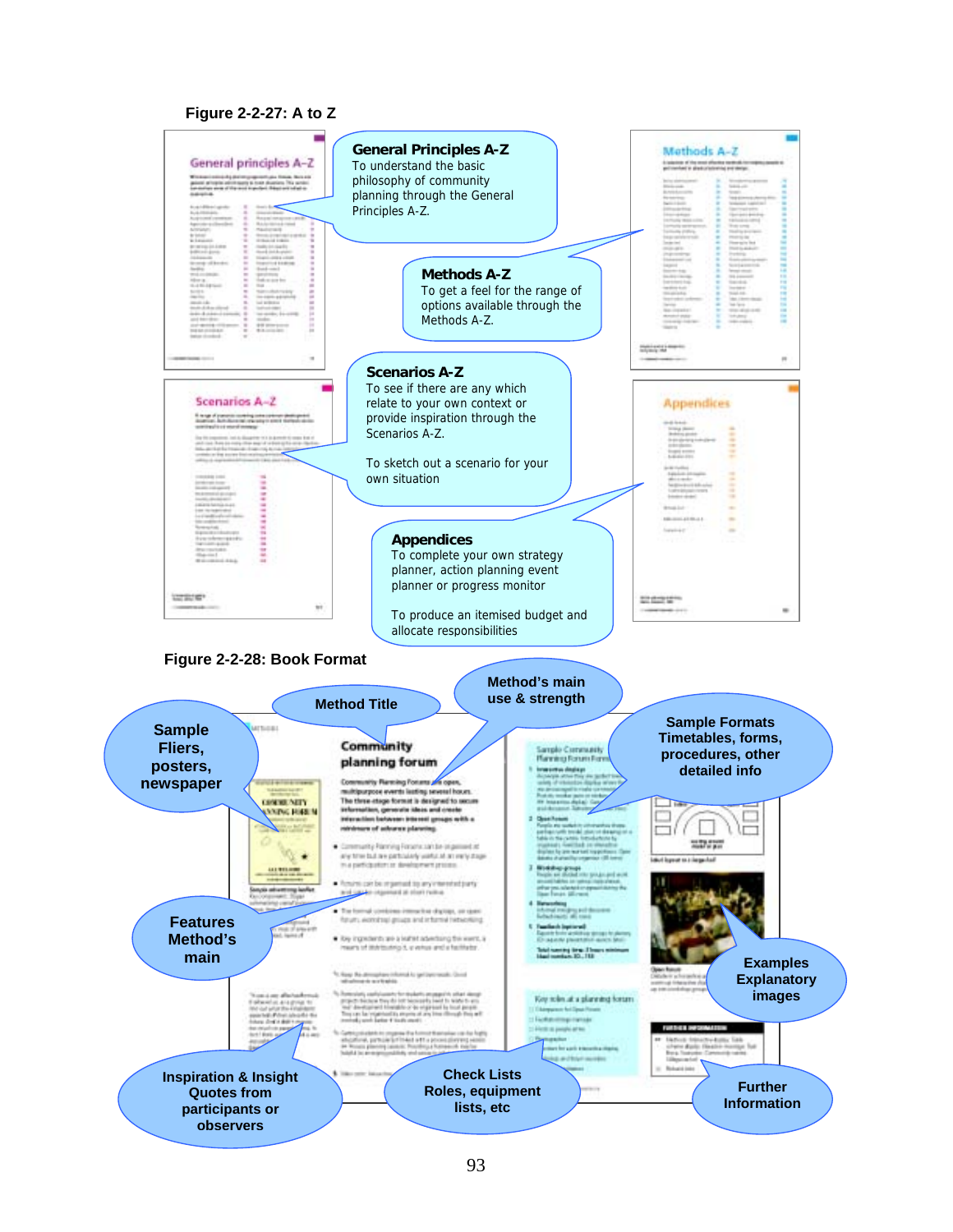**Figure 2-2-27: A to Z**

**General Principles A-Z**
To understand the basic philosophy of community planning through the General Principles A-Z.

**Methods A-Z**
To get a feel for the range of options available through the Methods A-Z.

**Scenarios A-Z**
To see if there are any which relate to your own context or provide inspiration through the Scenarios A-Z.

To sketch out a scenario for your own situation

**Appendices**
To complete your own strategy planner, action planning event planner or progress monitor

To produce an itemised budget and allocate responsibilities

**Figure 2-2-28: Book Format**

- Method Title
- Method's main use & strength
- Sample Fliers, posters, newspaper
- Sample Formats Timetables, forms, procedures, other detailed info
- Features Method's main
- Examples Explanatory images
- Inspiration & Insight Quotes from participants or observers
- Check Lists Roles, equipment lists, etc
- Further Information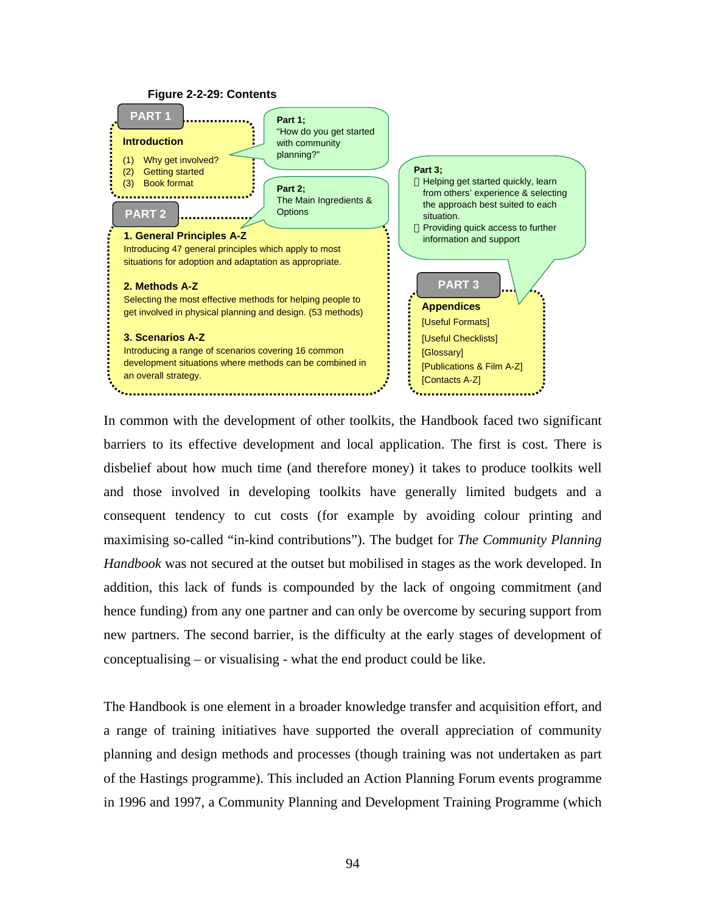**Figure 2-2-29: Contents**

**PART 1**

**Introduction**

(1) Why get involved?
(2) Getting started
(3) Book format

**Part 1;**
"How do you get started with community planning?"

**PART 2**

**Part 2;**
The Main Ingredients & Options

**1. General Principles A-Z**
Introducing 47 general principles which apply to most situations for adoption and adaptation as appropriate.

**2. Methods A-Z**
Selecting the most effective methods for helping people to get involved in physical planning and design. (53 methods)

**3. Scenarios A-Z**
Introducing a range of scenarios covering 16 common development situations where methods can be combined in an overall strategy.

**Part 3;**
- Helping get started quickly, learn from others' experience & selecting the approach best suited to each situation.
- Providing quick access to further information and support

**PART 3**

**Appendices**
[Useful Formats]
[Useful Checklists]
[Glossary]
[Publications & Film A-Z]
[Contacts A-Z]

In common with the development of other toolkits, the Handbook faced two significant barriers to its effective development and local application. The first is cost. There is disbelief about how much time (and therefore money) it takes to produce toolkits well and those involved in developing toolkits have generally limited budgets and a consequent tendency to cut costs (for example by avoiding colour printing and maximising so-called "in-kind contributions"). The budget for *The Community Planning Handbook* was not secured at the outset but mobilised in stages as the work developed. In addition, this lack of funds is compounded by the lack of ongoing commitment (and hence funding) from any one partner and can only be overcome by securing support from new partners. The second barrier, is the difficulty at the early stages of development of conceptualising – or visualising - what the end product could be like.

The Handbook is one element in a broader knowledge transfer and acquisition effort, and a range of training initiatives have supported the overall appreciation of community planning and design methods and processes (though training was not undertaken as part of the Hastings programme). This included an Action Planning Forum events programme in 1996 and 1997, a Community Planning and Development Training Programme (which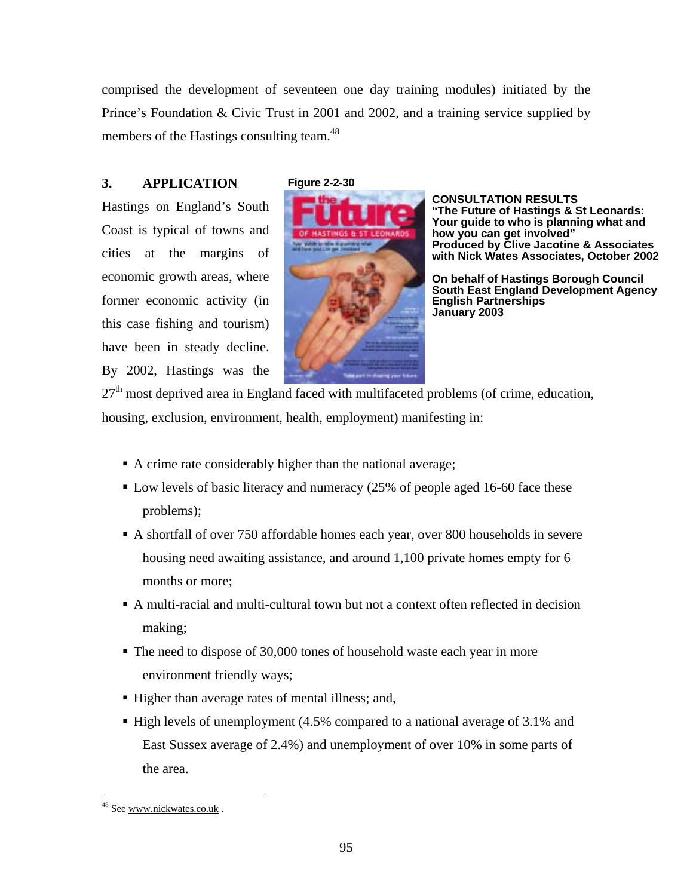comprised the development of seventeen one day training modules) initiated by the Prince's Foundation & Civic Trust in 2001 and 2002, and a training service supplied by members of the Hastings consulting team.[48]

### 3. APPLICATION

Figure 2-2-30

**CONSULTATION RESULTS**
**"The Future of Hastings & St Leonards: Your guide to who is planning what and how you can get involved"**
**Produced by Clive Jacotine & Associates with Nick Wates Associates, October 2002**

**On behalf of Hastings Borough Council**
**South East England Development Agency**
**English Partnerships**
**January 2003**

Hastings on England's South Coast is typical of towns and cities at the margins of economic growth areas, where former economic activity (in this case fishing and tourism) have been in steady decline. By 2002, Hastings was the 27th most deprived area in England faced with multifaceted problems (of crime, education, housing, exclusion, environment, health, employment) manifesting in:

- A crime rate considerably higher than the national average;
- Low levels of basic literacy and numeracy (25% of people aged 16-60 face these problems);
- A shortfall of over 750 affordable homes each year, over 800 households in severe housing need awaiting assistance, and around 1,100 private homes empty for 6 months or more;
- A multi-racial and multi-cultural town but not a context often reflected in decision making;
- The need to dispose of 30,000 tones of household waste each year in more environment friendly ways;
- Higher than average rates of mental illness; and,
- High levels of unemployment (4.5% compared to a national average of 3.1% and East Sussex average of 2.4%) and unemployment of over 10% in some parts of the area.

---

[48] See www.nickwates.co.uk .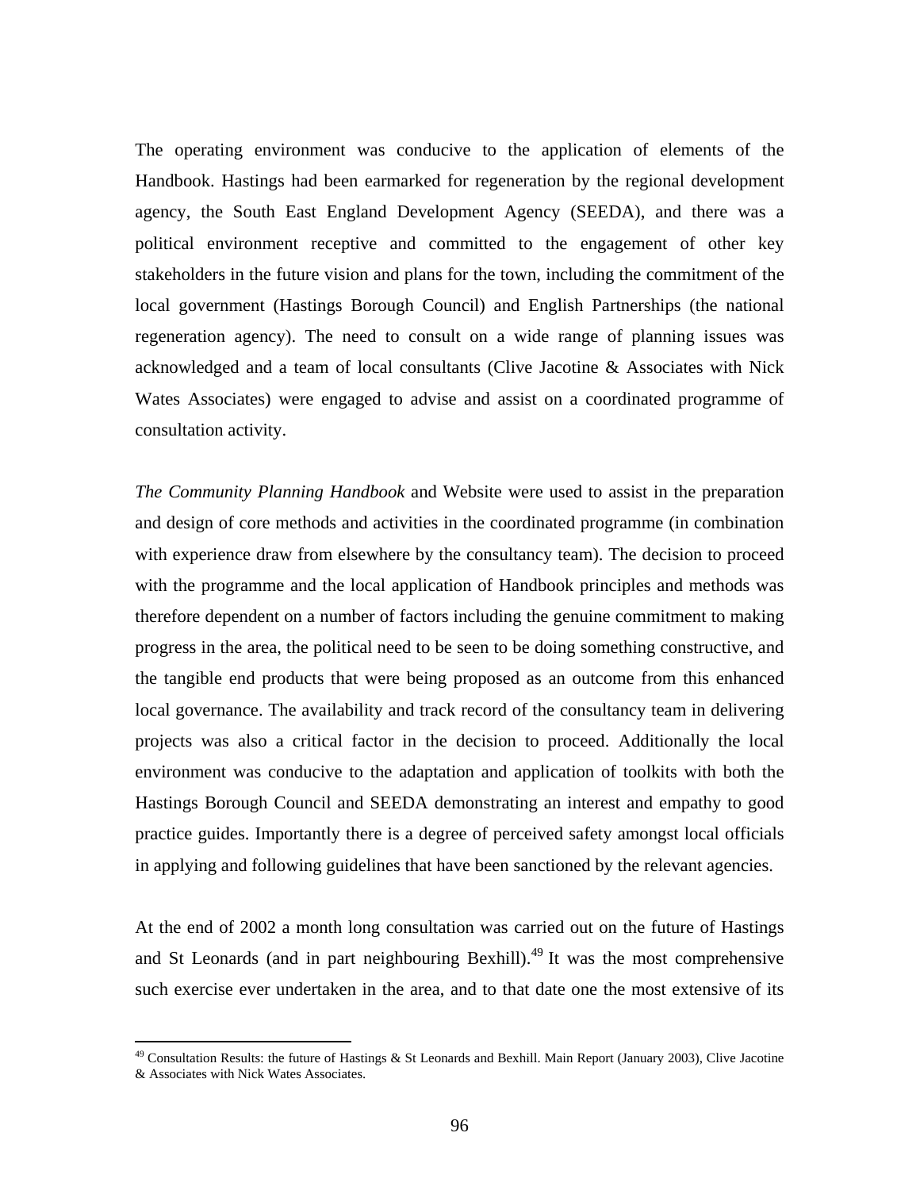The operating environment was conducive to the application of elements of the Handbook. Hastings had been earmarked for regeneration by the regional development agency, the South East England Development Agency (SEEDA), and there was a political environment receptive and committed to the engagement of other key stakeholders in the future vision and plans for the town, including the commitment of the local government (Hastings Borough Council) and English Partnerships (the national regeneration agency). The need to consult on a wide range of planning issues was acknowledged and a team of local consultants (Clive Jacotine & Associates with Nick Wates Associates) were engaged to advise and assist on a coordinated programme of consultation activity.

*The Community Planning Handbook* and Website were used to assist in the preparation and design of core methods and activities in the coordinated programme (in combination with experience draw from elsewhere by the consultancy team). The decision to proceed with the programme and the local application of Handbook principles and methods was therefore dependent on a number of factors including the genuine commitment to making progress in the area, the political need to be seen to be doing something constructive, and the tangible end products that were being proposed as an outcome from this enhanced local governance. The availability and track record of the consultancy team in delivering projects was also a critical factor in the decision to proceed. Additionally the local environment was conducive to the adaptation and application of toolkits with both the Hastings Borough Council and SEEDA demonstrating an interest and empathy to good practice guides. Importantly there is a degree of perceived safety amongst local officials in applying and following guidelines that have been sanctioned by the relevant agencies.

At the end of 2002 a month long consultation was carried out on the future of Hastings and St Leonards (and in part neighbouring Bexhill).[49] It was the most comprehensive such exercise ever undertaken in the area, and to that date one the most extensive of its

[49] Consultation Results: the future of Hastings & St Leonards and Bexhill. Main Report (January 2003), Clive Jacotine & Associates with Nick Wates Associates.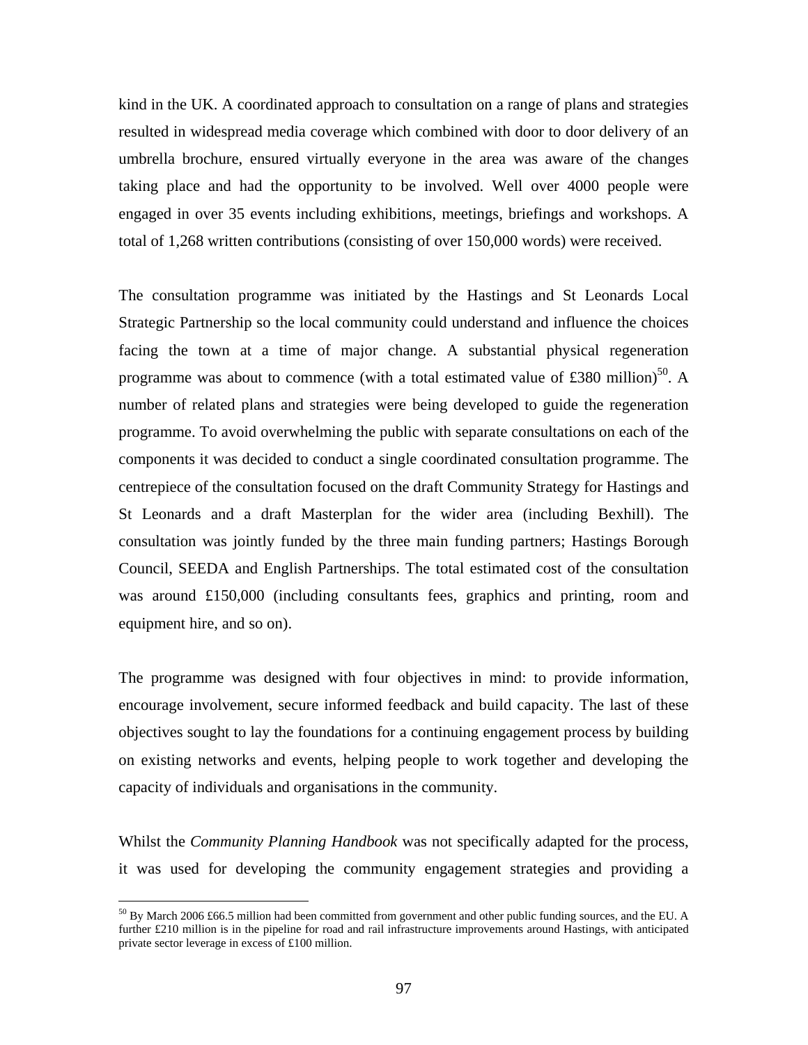kind in the UK. A coordinated approach to consultation on a range of plans and strategies resulted in widespread media coverage which combined with door to door delivery of an umbrella brochure, ensured virtually everyone in the area was aware of the changes taking place and had the opportunity to be involved. Well over 4000 people were engaged in over 35 events including exhibitions, meetings, briefings and workshops. A total of 1,268 written contributions (consisting of over 150,000 words) were received.

The consultation programme was initiated by the Hastings and St Leonards Local Strategic Partnership so the local community could understand and influence the choices facing the town at a time of major change. A substantial physical regeneration programme was about to commence (with a total estimated value of £380 million)[50]. A number of related plans and strategies were being developed to guide the regeneration programme. To avoid overwhelming the public with separate consultations on each of the components it was decided to conduct a single coordinated consultation programme. The centrepiece of the consultation focused on the draft Community Strategy for Hastings and St Leonards and a draft Masterplan for the wider area (including Bexhill). The consultation was jointly funded by the three main funding partners; Hastings Borough Council, SEEDA and English Partnerships. The total estimated cost of the consultation was around £150,000 (including consultants fees, graphics and printing, room and equipment hire, and so on).

The programme was designed with four objectives in mind: to provide information, encourage involvement, secure informed feedback and build capacity. The last of these objectives sought to lay the foundations for a continuing engagement process by building on existing networks and events, helping people to work together and developing the capacity of individuals and organisations in the community.

Whilst the *Community Planning Handbook* was not specifically adapted for the process, it was used for developing the community engagement strategies and providing a

[50] By March 2006 £66.5 million had been committed from government and other public funding sources, and the EU. A further £210 million is in the pipeline for road and rail infrastructure improvements around Hastings, with anticipated private sector leverage in excess of £100 million.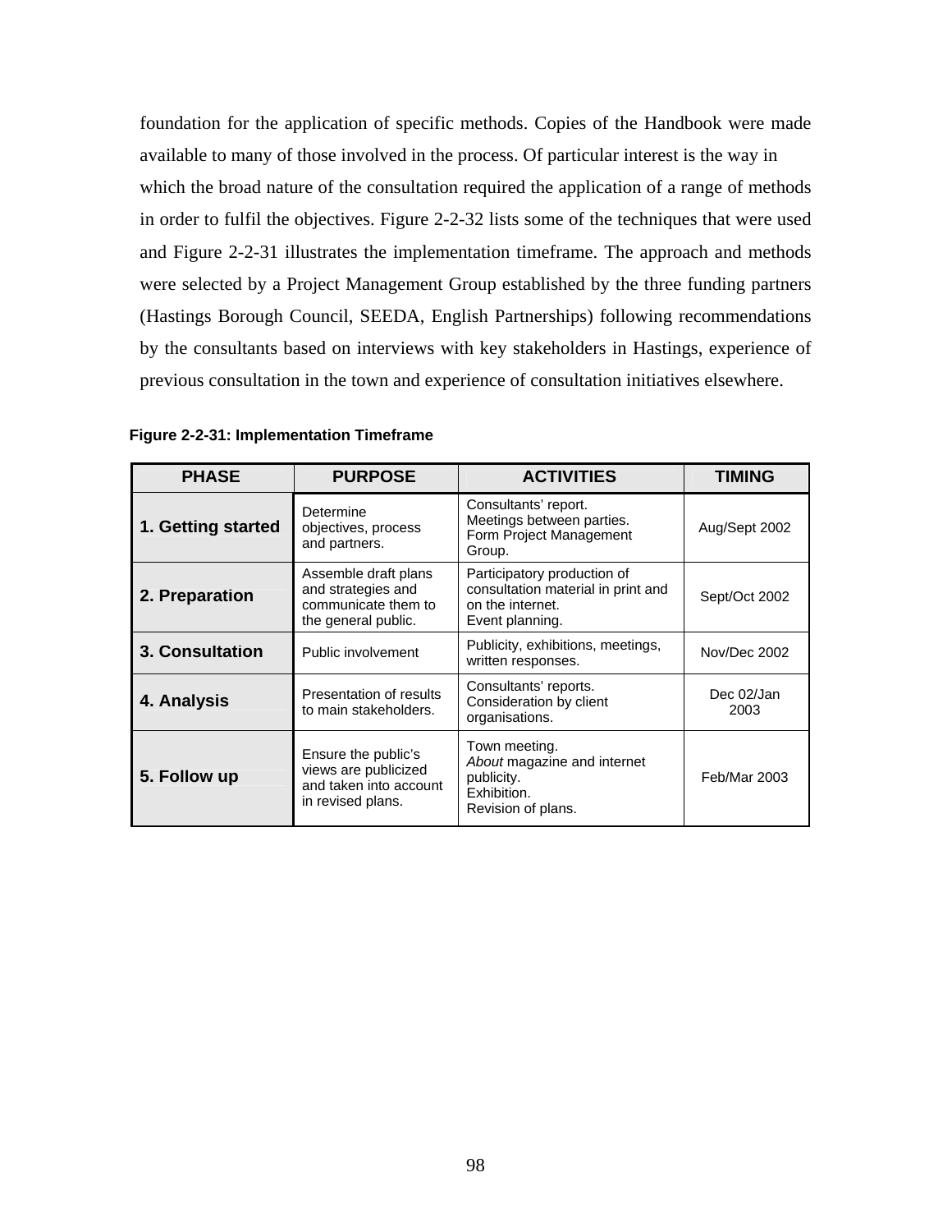foundation for the application of specific methods. Copies of the Handbook were made available to many of those involved in the process. Of particular interest is the way in which the broad nature of the consultation required the application of a range of methods in order to fulfil the objectives. Figure 2-2-32 lists some of the techniques that were used and Figure 2-2-31 illustrates the implementation timeframe. The approach and methods were selected by a Project Management Group established by the three funding partners (Hastings Borough Council, SEEDA, English Partnerships) following recommendations by the consultants based on interviews with key stakeholders in Hastings, experience of previous consultation in the town and experience of consultation initiatives elsewhere.

**Figure 2-2-31: Implementation Timeframe**

| PHASE | PURPOSE | ACTIVITIES | TIMING |
|---|---|---|---|
| **1. Getting started** | Determine objectives, process and partners. | Consultants' report.<br>Meetings between parties.<br>Form Project Management Group. | Aug/Sept 2002 |
| **2. Preparation** | Assemble draft plans and strategies and communicate them to the general public. | Participatory production of consultation material in print and on the internet.<br>Event planning. | Sept/Oct 2002 |
| **3. Consultation** | Public involvement | Publicity, exhibitions, meetings, written responses. | Nov/Dec 2002 |
| **4. Analysis** | Presentation of results to main stakeholders. | Consultants' reports.<br>Consideration by client organisations. | Dec 02/Jan 2003 |
| **5. Follow up** | Ensure the public's views are publicized and taken into account in revised plans. | Town meeting.<br>*About* magazine and internet publicity.<br>Exhibition.<br>Revision of plans. | Feb/Mar 2003 |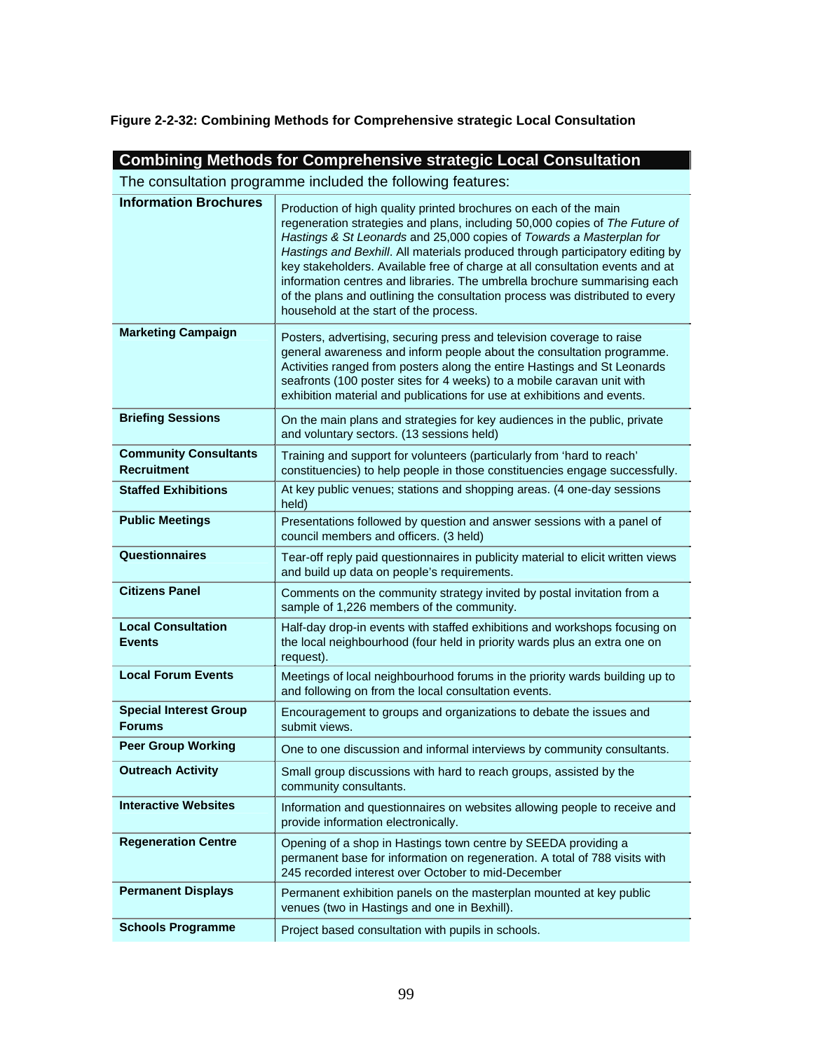**Figure 2-2-32: Combining Methods for Comprehensive strategic Local Consultation**

| Combining Methods for Comprehensive strategic Local Consultation | |
|---|---|
| The consultation programme included the following features: | |
| **Information Brochures** | Production of high quality printed brochures on each of the main regeneration strategies and plans, including 50,000 copies of *The Future of Hastings & St Leonards* and 25,000 copies of *Towards a Masterplan for Hastings and Bexhill*. All materials produced through participatory editing by key stakeholders. Available free of charge at all consultation events and at information centres and libraries. The umbrella brochure summarising each of the plans and outlining the consultation process was distributed to every household at the start of the process. |
| **Marketing Campaign** | Posters, advertising, securing press and television coverage to raise general awareness and inform people about the consultation programme. Activities ranged from posters along the entire Hastings and St Leonards seafronts (100 poster sites for 4 weeks) to a mobile caravan unit with exhibition material and publications for use at exhibitions and events. |
| **Briefing Sessions** | On the main plans and strategies for key audiences in the public, private and voluntary sectors. (13 sessions held) |
| **Community Consultants Recruitment** | Training and support for volunteers (particularly from 'hard to reach' constituencies) to help people in those constituencies engage successfully. |
| **Staffed Exhibitions** | At key public venues; stations and shopping areas. (4 one-day sessions held) |
| **Public Meetings** | Presentations followed by question and answer sessions with a panel of council members and officers. (3 held) |
| **Questionnaires** | Tear-off reply paid questionnaires in publicity material to elicit written views and build up data on people's requirements. |
| **Citizens Panel** | Comments on the community strategy invited by postal invitation from a sample of 1,226 members of the community. |
| **Local Consultation Events** | Half-day drop-in events with staffed exhibitions and workshops focusing on the local neighbourhood (four held in priority wards plus an extra one on request). |
| **Local Forum Events** | Meetings of local neighbourhood forums in the priority wards building up to and following on from the local consultation events. |
| **Special Interest Group Forums** | Encouragement to groups and organizations to debate the issues and submit views. |
| **Peer Group Working** | One to one discussion and informal interviews by community consultants. |
| **Outreach Activity** | Small group discussions with hard to reach groups, assisted by the community consultants. |
| **Interactive Websites** | Information and questionnaires on websites allowing people to receive and provide information electronically. |
| **Regeneration Centre** | Opening of a shop in Hastings town centre by SEEDA providing a permanent base for information on regeneration. A total of 788 visits with 245 recorded interest over October to mid-December |
| **Permanent Displays** | Permanent exhibition panels on the masterplan mounted at key public venues (two in Hastings and one in Bexhill). |
| **Schools Programme** | Project based consultation with pupils in schools. |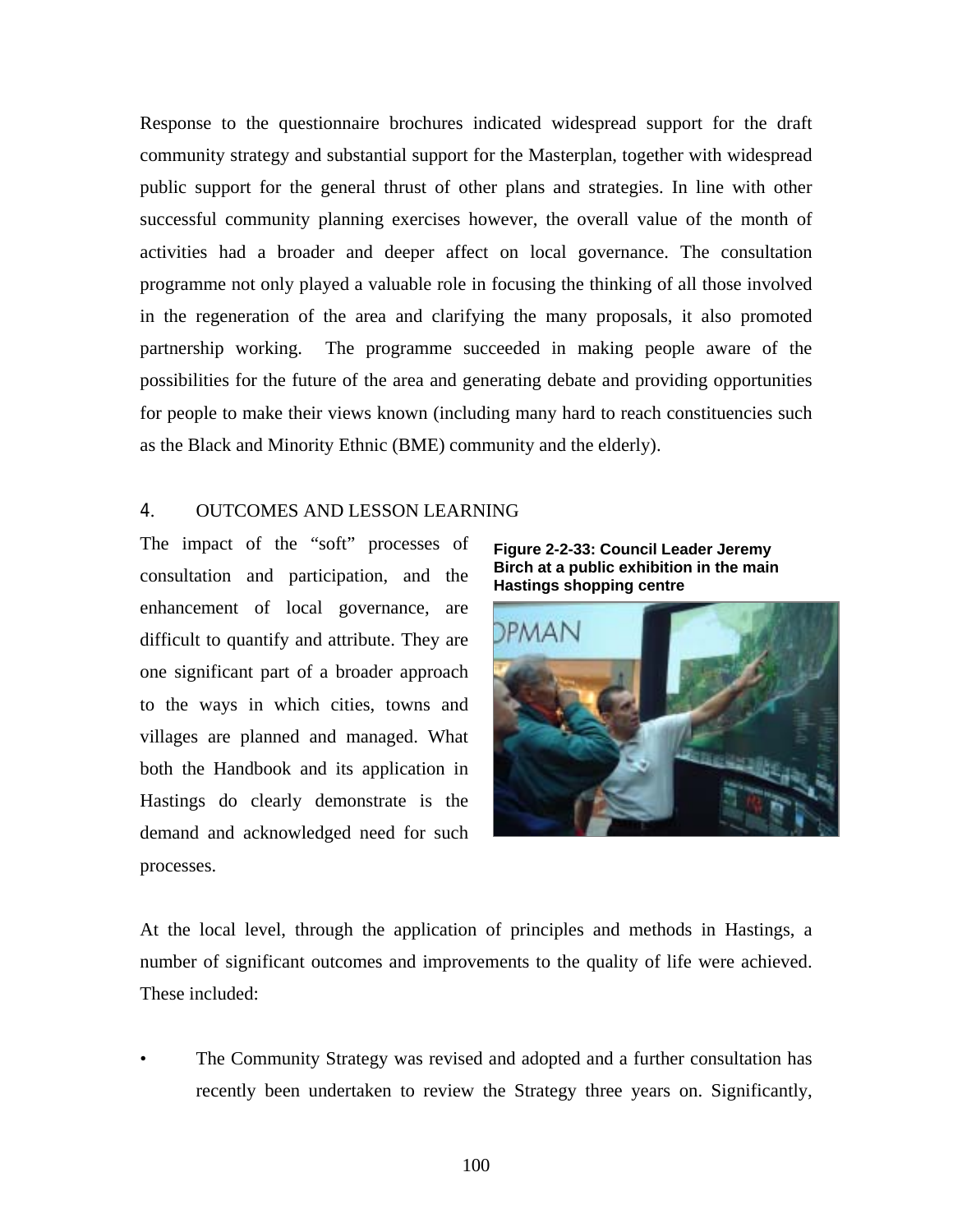Response to the questionnaire brochures indicated widespread support for the draft community strategy and substantial support for the Masterplan, together with widespread public support for the general thrust of other plans and strategies. In line with other successful community planning exercises however, the overall value of the month of activities had a broader and deeper affect on local governance. The consultation programme not only played a valuable role in focusing the thinking of all those involved in the regeneration of the area and clarifying the many proposals, it also promoted partnership working. The programme succeeded in making people aware of the possibilities for the future of the area and generating debate and providing opportunities for people to make their views known (including many hard to reach constituencies such as the Black and Minority Ethnic (BME) community and the elderly).

## 4. OUTCOMES AND LESSON LEARNING

The impact of the "soft" processes of consultation and participation, and the enhancement of local governance, are difficult to quantify and attribute. They are one significant part of a broader approach to the ways in which cities, towns and villages are planned and managed. What both the Handbook and its application in Hastings do clearly demonstrate is the demand and acknowledged need for such processes.

**Figure 2-2-33: Council Leader Jeremy Birch at a public exhibition in the main Hastings shopping centre**

At the local level, through the application of principles and methods in Hastings, a number of significant outcomes and improvements to the quality of life were achieved. These included:

- The Community Strategy was revised and adopted and a further consultation has recently been undertaken to review the Strategy three years on. Significantly,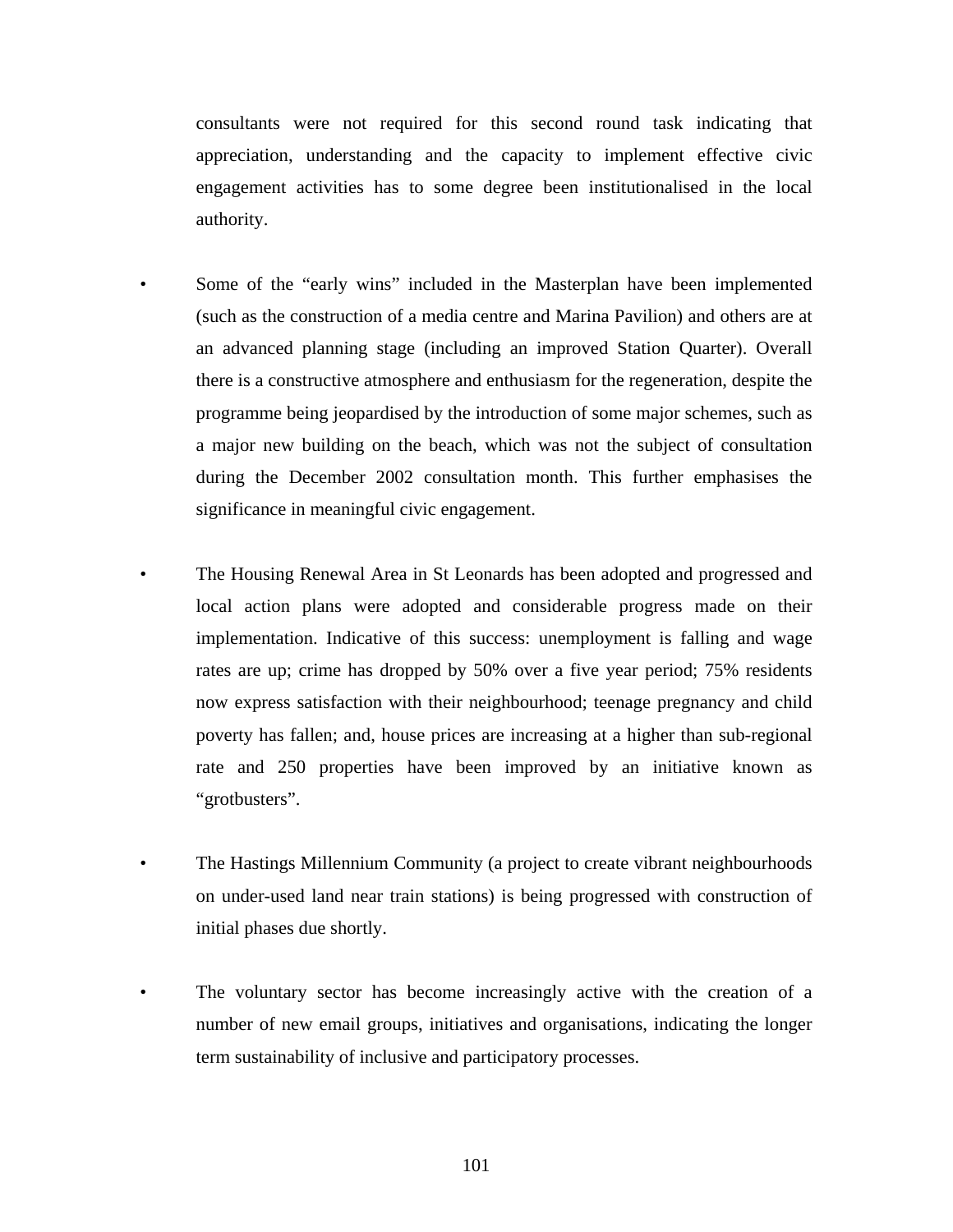consultants were not required for this second round task indicating that appreciation, understanding and the capacity to implement effective civic engagement activities has to some degree been institutionalised in the local authority.

- Some of the "early wins" included in the Masterplan have been implemented (such as the construction of a media centre and Marina Pavilion) and others are at an advanced planning stage (including an improved Station Quarter). Overall there is a constructive atmosphere and enthusiasm for the regeneration, despite the programme being jeopardised by the introduction of some major schemes, such as a major new building on the beach, which was not the subject of consultation during the December 2002 consultation month. This further emphasises the significance in meaningful civic engagement.

- The Housing Renewal Area in St Leonards has been adopted and progressed and local action plans were adopted and considerable progress made on their implementation. Indicative of this success: unemployment is falling and wage rates are up; crime has dropped by 50% over a five year period; 75% residents now express satisfaction with their neighbourhood; teenage pregnancy and child poverty has fallen; and, house prices are increasing at a higher than sub-regional rate and 250 properties have been improved by an initiative known as "grotbusters".

- The Hastings Millennium Community (a project to create vibrant neighbourhoods on under-used land near train stations) is being progressed with construction of initial phases due shortly.

- The voluntary sector has become increasingly active with the creation of a number of new email groups, initiatives and organisations, indicating the longer term sustainability of inclusive and participatory processes.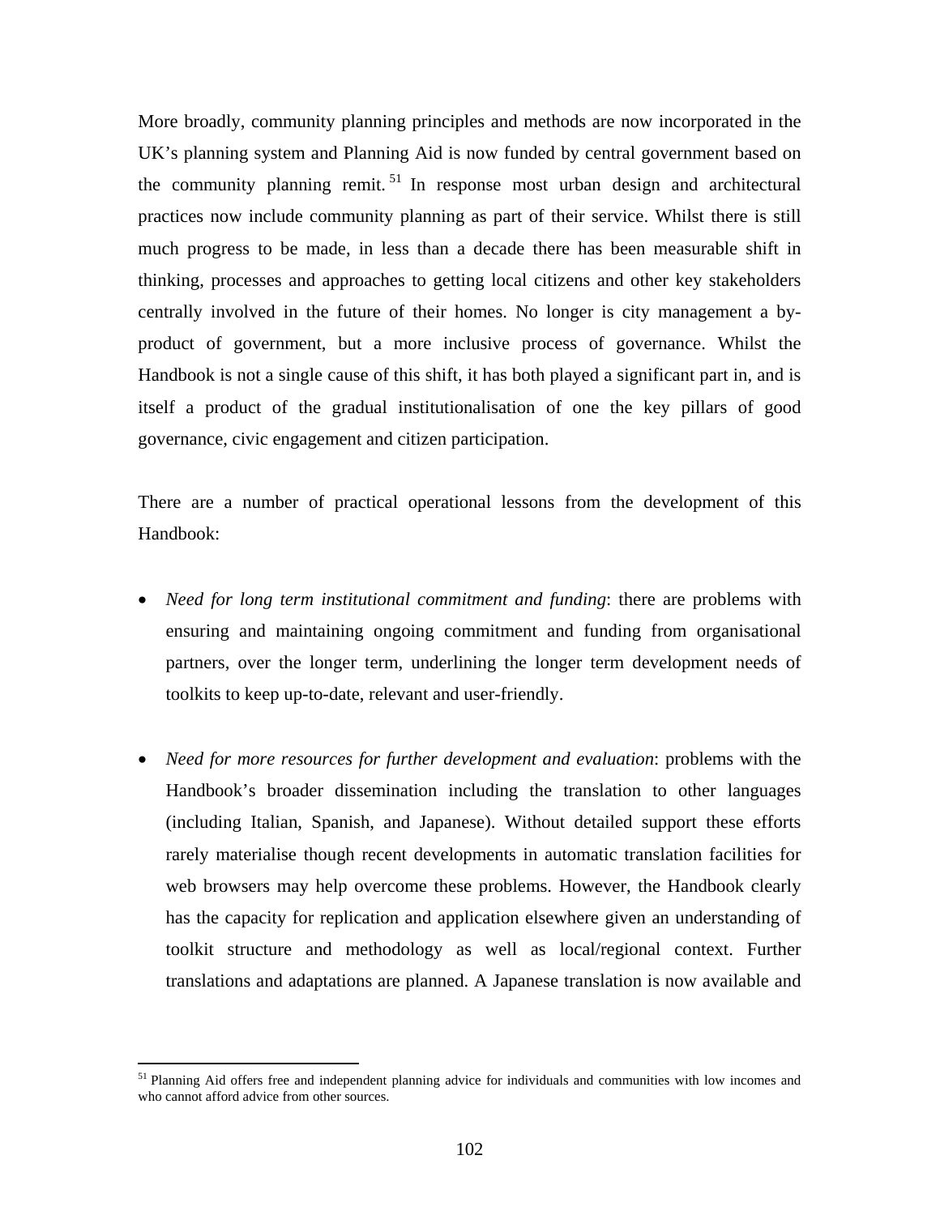More broadly, community planning principles and methods are now incorporated in the UK's planning system and Planning Aid is now funded by central government based on the community planning remit.[51] In response most urban design and architectural practices now include community planning as part of their service. Whilst there is still much progress to be made, in less than a decade there has been measurable shift in thinking, processes and approaches to getting local citizens and other key stakeholders centrally involved in the future of their homes. No longer is city management a by-product of government, but a more inclusive process of governance. Whilst the Handbook is not a single cause of this shift, it has both played a significant part in, and is itself a product of the gradual institutionalisation of one the key pillars of good governance, civic engagement and citizen participation.

There are a number of practical operational lessons from the development of this Handbook:

- *Need for long term institutional commitment and funding*: there are problems with ensuring and maintaining ongoing commitment and funding from organisational partners, over the longer term, underlining the longer term development needs of toolkits to keep up-to-date, relevant and user-friendly.

- *Need for more resources for further development and evaluation*: problems with the Handbook's broader dissemination including the translation to other languages (including Italian, Spanish, and Japanese). Without detailed support these efforts rarely materialise though recent developments in automatic translation facilities for web browsers may help overcome these problems. However, the Handbook clearly has the capacity for replication and application elsewhere given an understanding of toolkit structure and methodology as well as local/regional context. Further translations and adaptations are planned. A Japanese translation is now available and

[51] Planning Aid offers free and independent planning advice for individuals and communities with low incomes and who cannot afford advice from other sources.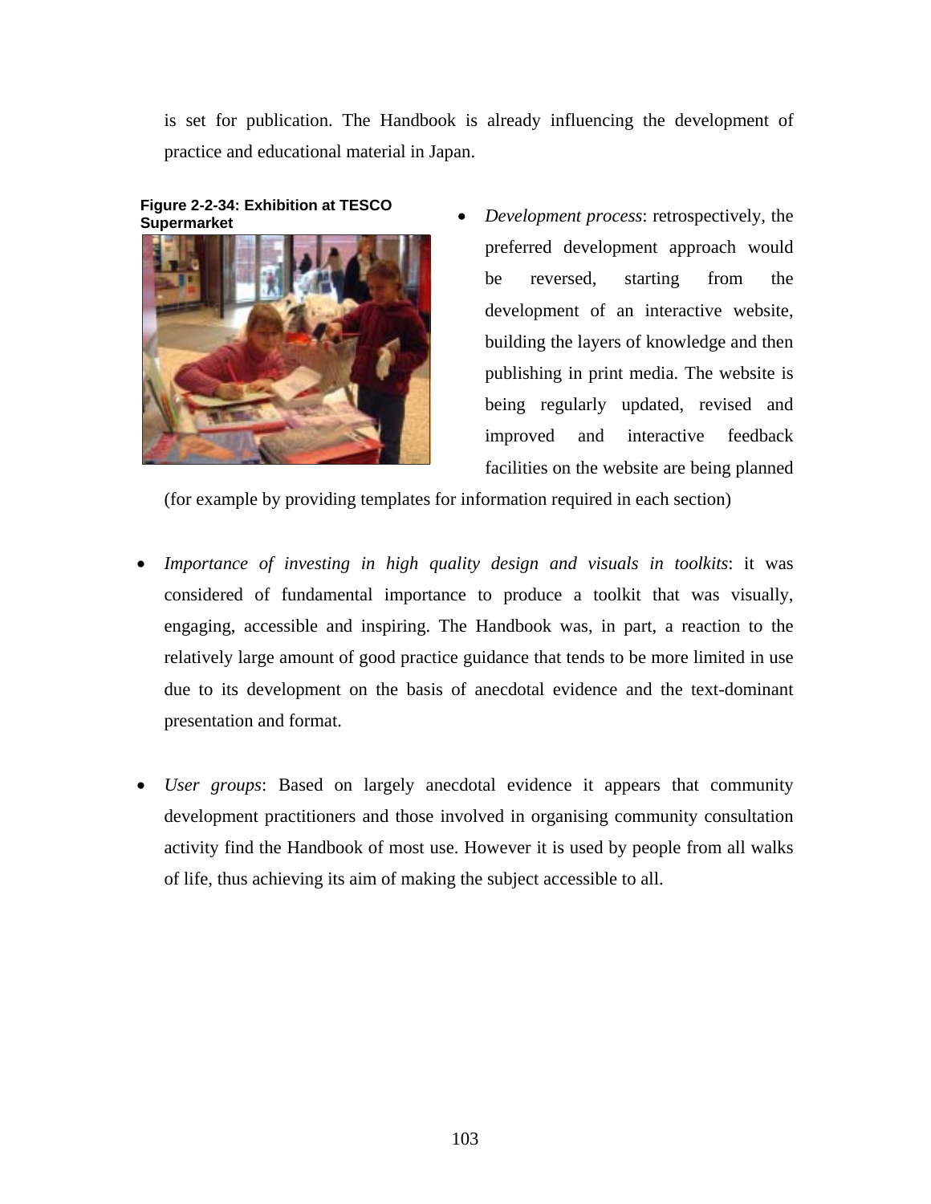is set for publication. The Handbook is already influencing the development of practice and educational material in Japan.

**Figure 2-2-34: Exhibition at TESCO Supermarket**

- *Development process*: retrospectively, the preferred development approach would be reversed, starting from the development of an interactive website, building the layers of knowledge and then publishing in print media. The website is being regularly updated, revised and improved and interactive feedback facilities on the website are being planned (for example by providing templates for information required in each section)

- *Importance of investing in high quality design and visuals in toolkits*: it was considered of fundamental importance to produce a toolkit that was visually, engaging, accessible and inspiring. The Handbook was, in part, a reaction to the relatively large amount of good practice guidance that tends to be more limited in use due to its development on the basis of anecdotal evidence and the text-dominant presentation and format.

- *User groups*: Based on largely anecdotal evidence it appears that community development practitioners and those involved in organising community consultation activity find the Handbook of most use. However it is used by people from all walks of life, thus achieving its aim of making the subject accessible to all.